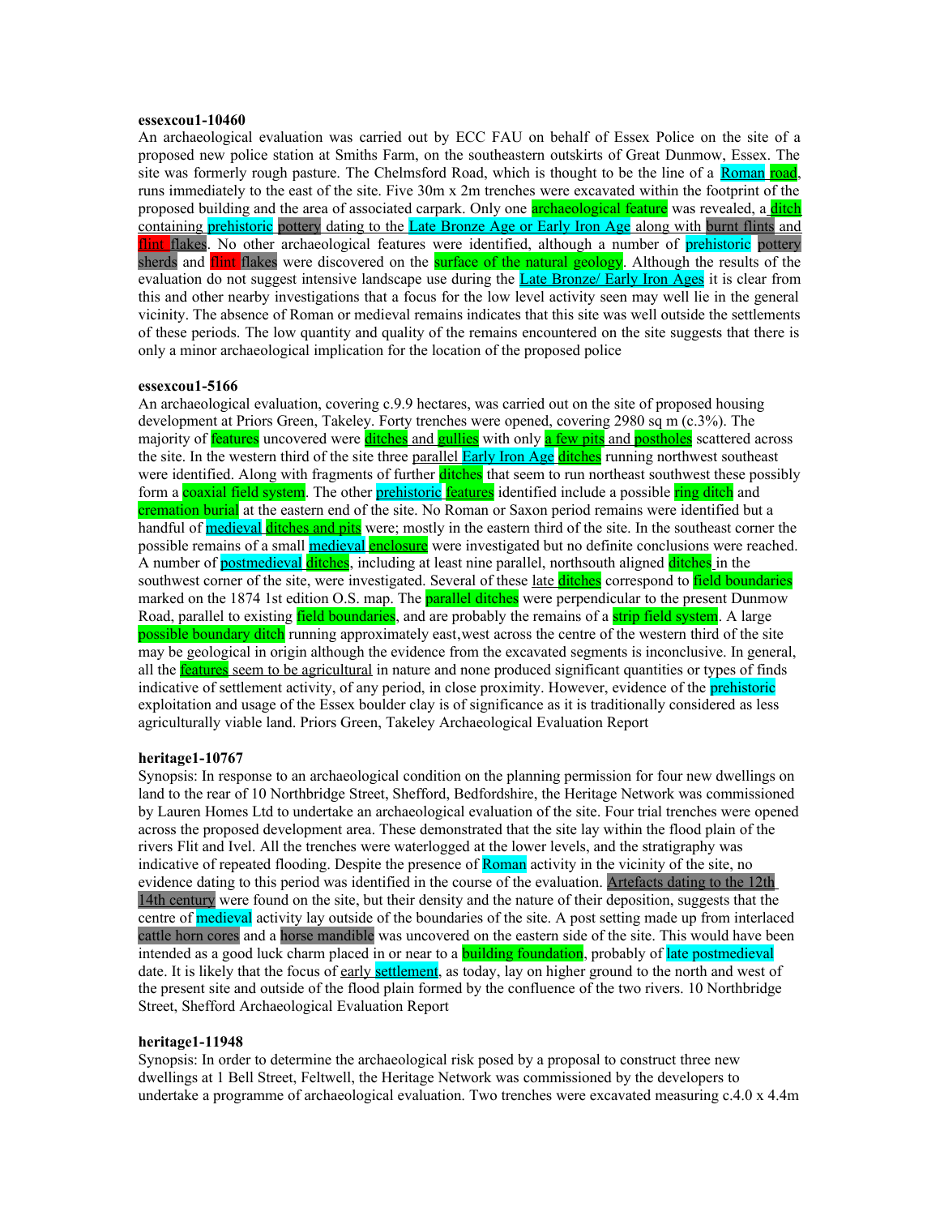**essexcou1-10460**

An archaeological evaluation was carried out by ECC FAU on behalf of Essex Police on the site of a proposed new police station at Smiths Farm, on the southeastern outskirts of Great Dunmow, Essex. The site was formerly rough pasture. The Chelmsford Road, which is thought to be the line of a Roman road, runs immediately to the east of the site. Five 30m x 2m trenches were excavated within the footprint of the proposed building and the area of associated carpark. Only one archaeological feature was revealed, a ditch containing prehistoric pottery dating to the Late Bronze Age or Early Iron Age along with burnt flints and flint flakes. No other archaeological features were identified, although a number of prehistoric pottery sherds and flint flakes were discovered on the surface of the natural geology. Although the results of the evaluation do not suggest intensive landscape use during the Late Bronze/ Early Iron Ages it is clear from this and other nearby investigations that a focus for the low level activity seen may well lie in the general vicinity. The absence of Roman or medieval remains indicates that this site was well outside the settlements of these periods. The low quantity and quality of the remains encountered on the site suggests that there is only a minor archaeological implication for the location of the proposed police

**essexcou1-5166**

An archaeological evaluation, covering c.9.9 hectares, was carried out on the site of proposed housing development at Priors Green, Takeley. Forty trenches were opened, covering 2980 sq m (c.3%). The majority of features uncovered were ditches and gullies with only a few pits and postholes scattered across the site. In the western third of the site three parallel Early Iron Age ditches running northwest southeast were identified. Along with fragments of further ditches that seem to run northeast southwest these possibly form a coaxial field system. The other prehistoric features identified include a possible ring ditch and cremation burial at the eastern end of the site. No Roman or Saxon period remains were identified but a handful of medieval ditches and pits were; mostly in the eastern third of the site. In the southeast corner the possible remains of a small medieval enclosure were investigated but no definite conclusions were reached. A number of postmedieval ditches, including at least nine parallel, northsouth aligned ditches in the southwest corner of the site, were investigated. Several of these late ditches correspond to field boundaries marked on the 1874 1st edition O.S. map. The parallel ditches were perpendicular to the present Dunmow Road, parallel to existing field boundaries, and are probably the remains of a strip field system. A large possible boundary ditch running approximately east,west across the centre of the western third of the site may be geological in origin although the evidence from the excavated segments is inconclusive. In general, all the features seem to be agricultural in nature and none produced significant quantities or types of finds indicative of settlement activity, of any period, in close proximity. However, evidence of the prehistoric exploitation and usage of the Essex boulder clay is of significance as it is traditionally considered as less agriculturally viable land. Priors Green, Takeley Archaeological Evaluation Report

**heritage1-10767**

Synopsis: In response to an archaeological condition on the planning permission for four new dwellings on land to the rear of 10 Northbridge Street, Shefford, Bedfordshire, the Heritage Network was commissioned by Lauren Homes Ltd to undertake an archaeological evaluation of the site. Four trial trenches were opened across the proposed development area. These demonstrated that the site lay within the flood plain of the rivers Flit and Ivel. All the trenches were waterlogged at the lower levels, and the stratigraphy was indicative of repeated flooding. Despite the presence of Roman activity in the vicinity of the site, no evidence dating to this period was identified in the course of the evaluation. Artefacts dating to the 12th 14th century were found on the site, but their density and the nature of their deposition, suggests that the centre of medieval activity lay outside of the boundaries of the site. A post setting made up from interlaced cattle horn cores and a horse mandible was uncovered on the eastern side of the site. This would have been intended as a good luck charm placed in or near to a building foundation, probably of late postmedieval date. It is likely that the focus of early settlement, as today, lay on higher ground to the north and west of the present site and outside of the flood plain formed by the confluence of the two rivers. 10 Northbridge Street, Shefford Archaeological Evaluation Report

**heritage1-11948**

Synopsis: In order to determine the archaeological risk posed by a proposal to construct three new dwellings at 1 Bell Street, Feltwell, the Heritage Network was commissioned by the developers to undertake a programme of archaeological evaluation. Two trenches were excavated measuring c.4.0 x 4.4m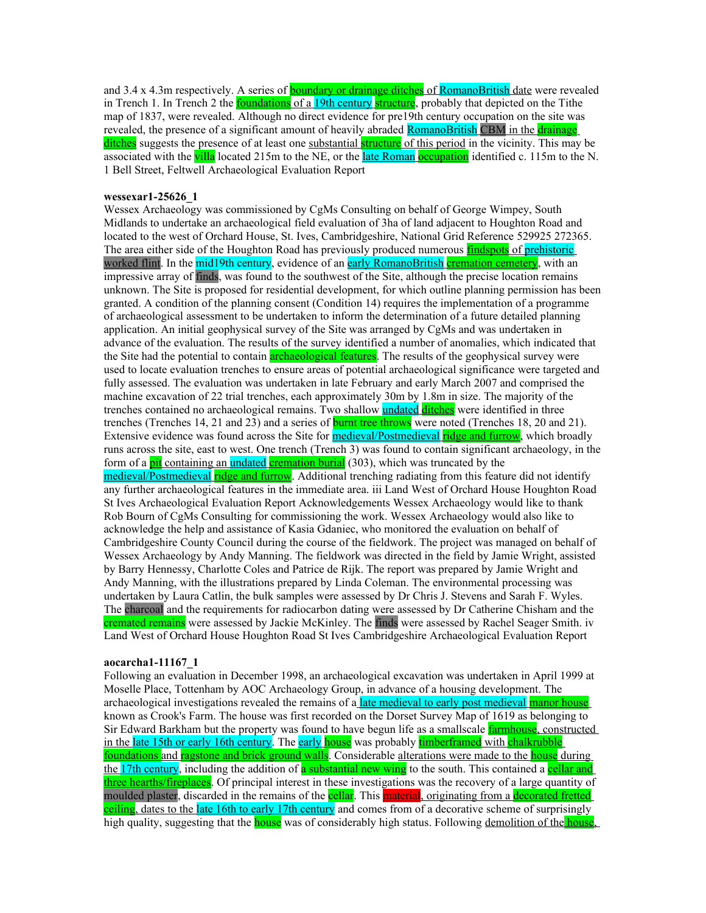and 3.4 x 4.3m respectively. A series of boundary or drainage ditches of RomanoBritish date were revealed in Trench 1. In Trench 2 the foundations of a 19th century structure, probably that depicted on the Tithe map of 1837, were revealed. Although no direct evidence for pre19th century occupation on the site was revealed, the presence of a significant amount of heavily abraded RomanoBritish CBM in the drainage ditches suggests the presence of at least one substantial structure of this period in the vicinity. This may be associated with the villa located 215m to the NE, or the late Roman occupation identified c. 115m to the N. 1 Bell Street, Feltwell Archaeological Evaluation Report

**wessexar1-25626_1**

Wessex Archaeology was commissioned by CgMs Consulting on behalf of George Wimpey, South Midlands to undertake an archaeological field evaluation of 3ha of land adjacent to Houghton Road and located to the west of Orchard House, St. Ives, Cambridgeshire, National Grid Reference 529925 272365. The area either side of the Houghton Road has previously produced numerous findspots of prehistoric worked flint. In the mid19th century, evidence of an early RomanoBritish cremation cemetery, with an impressive array of finds, was found to the southwest of the Site, although the precise location remains unknown. The Site is proposed for residential development, for which outline planning permission has been granted. A condition of the planning consent (Condition 14) requires the implementation of a programme of archaeological assessment to be undertaken to inform the determination of a future detailed planning application. An initial geophysical survey of the Site was arranged by CgMs and was undertaken in advance of the evaluation. The results of the survey identified a number of anomalies, which indicated that the Site had the potential to contain archaeological features. The results of the geophysical survey were used to locate evaluation trenches to ensure areas of potential archaeological significance were targeted and fully assessed. The evaluation was undertaken in late February and early March 2007 and comprised the machine excavation of 22 trial trenches, each approximately 30m by 1.8m in size. The majority of the trenches contained no archaeological remains. Two shallow undated ditches were identified in three trenches (Trenches 14, 21 and 23) and a series of burnt tree throws were noted (Trenches 18, 20 and 21). Extensive evidence was found across the Site for medieval/Postmedieval ridge and furrow, which broadly runs across the site, east to west. One trench (Trench 3) was found to contain significant archaeology, in the form of a pit containing an undated cremation burial (303), which was truncated by the medieval/Postmedieval ridge and furrow. Additional trenching radiating from this feature did not identify any further archaeological features in the immediate area. iii Land West of Orchard House Houghton Road St Ives Archaeological Evaluation Report Acknowledgements Wessex Archaeology would like to thank Rob Bourn of CgMs Consulting for commissioning the work. Wessex Archaeology would also like to acknowledge the help and assistance of Kasia Gdaniec, who monitored the evaluation on behalf of Cambridgeshire County Council during the course of the fieldwork. The project was managed on behalf of Wessex Archaeology by Andy Manning. The fieldwork was directed in the field by Jamie Wright, assisted by Barry Hennessy, Charlotte Coles and Patrice de Rijk. The report was prepared by Jamie Wright and Andy Manning, with the illustrations prepared by Linda Coleman. The environmental processing was undertaken by Laura Catlin, the bulk samples were assessed by Dr Chris J. Stevens and Sarah F. Wyles. The charcoal and the requirements for radiocarbon dating were assessed by Dr Catherine Chisham and the cremated remains were assessed by Jackie McKinley. The finds were assessed by Rachel Seager Smith. iv Land West of Orchard House Houghton Road St Ives Cambridgeshire Archaeological Evaluation Report

**aocarcha1-11167_1**

Following an evaluation in December 1998, an archaeological excavation was undertaken in April 1999 at Moselle Place, Tottenham by AOC Archaeology Group, in advance of a housing development. The archaeological investigations revealed the remains of a late medieval to early post medieval manor house known as Crook's Farm. The house was first recorded on the Dorset Survey Map of 1619 as belonging to Sir Edward Barkham but the property was found to have begun life as a smallscale farmhouse, constructed in the late 15th or early 16th century. The early house was probably timberframed with chalkrubble foundations and ragstone and brick ground walls. Considerable alterations were made to the house during the 17th century, including the addition of a substantial new wing to the south. This contained a cellar and three hearths/fireplaces. Of principal interest in these investigations was the recovery of a large quantity of moulded plaster, discarded in the remains of the cellar. This material, originating from a decorated fretted ceiling, dates to the late 16th to early 17th century and comes from of a decorative scheme of surprisingly high quality, suggesting that the house was of considerably high status. Following demolition of the house,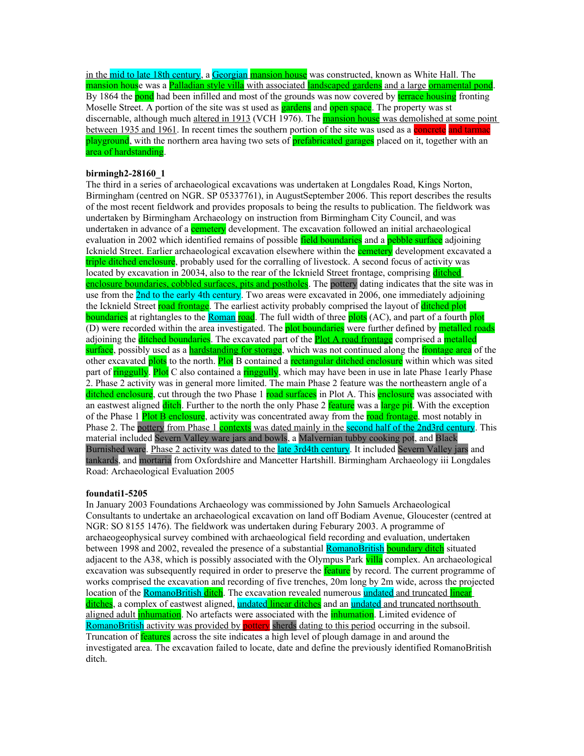in the mid to late 18th century, a Georgian mansion house was constructed, known as White Hall. The mansion house was a Palladian style villa with associated landscaped gardens and a large ornamental pond. By 1864 the pond had been infilled and most of the grounds was now covered by terrace housing fronting Moselle Street. A portion of the site was st used as gardens and open space. The property was st discernable, although much altered in 1913 (VCH 1976). The mansion house was demolished at some point between 1935 and 1961. In recent times the southern portion of the site was used as a concrete and tarmac playground, with the northern area having two sets of prefabricated garages placed on it, together with an area of hardstanding.

**birmingh2-28160_1**

The third in a series of archaeological excavations was undertaken at Longdales Road, Kings Norton, Birmingham (centred on NGR. SP 05337761), in AugustSeptember 2006. This report describes the results of the most recent fieldwork and provides proposals to being the results to publication. The fieldwork was undertaken by Birmingham Archaeology on instruction from Birmingham City Council, and was undertaken in advance of a cemetery development. The excavation followed an initial archaeological evaluation in 2002 which identified remains of possible field boundaries and a pebble surface adjoining Icknield Street. Earlier archaeological excavation elsewhere within the cemetery development excavated a triple ditched enclosure, probably used for the corralling of livestock. A second focus of activity was located by excavation in 20034, also to the rear of the Icknield Street frontage, comprising ditched enclosure boundaries, cobbled surfaces, pits and postholes. The pottery dating indicates that the site was in use from the 2nd to the early 4th century. Two areas were excavated in 2006, one immediately adjoining the Icknield Street road frontage. The earliest activity probably comprised the layout of ditched plot boundaries at rightangles to the Roman road. The full width of three plots (AC), and part of a fourth plot (D) were recorded within the area investigated. The plot boundaries were further defined by metalled roads adjoining the ditched boundaries. The excavated part of the Plot A road frontage comprised a metalled surface, possibly used as a hardstanding for storage, which was not continued along the frontage area of the other excavated plots to the north. Plot B contained a rectangular ditched enclosure within which was sited part of ringgully. Plot C also contained a ringgully, which may have been in use in late Phase 1early Phase 2. Phase 2 activity was in general more limited. The main Phase 2 feature was the northeastern angle of a ditched enclosure, cut through the two Phase 1 road surfaces in Plot A. This enclosure was associated with an eastwest aligned ditch. Further to the north the only Phase 2 feature was a large pit. With the exception of the Phase 1 Plot B enclosure, activity was concentrated away from the road frontage, most notably in Phase 2. The pottery from Phase 1 contexts was dated mainly in the second half of the 2nd3rd century. This material included Severn Valley ware jars and bowls, a Malvernian tubby cooking pot, and Black Burnished ware. Phase 2 activity was dated to the late 3rd4th century. It included Severn Valley jars and tankards, and mortaria from Oxfordshire and Mancetter Hartshill. Birmingham Archaeology iii Longdales Road: Archaeological Evaluation 2005

**foundati1-5205**

In January 2003 Foundations Archaeology was commissioned by John Samuels Archaeological Consultants to undertake an archaeological excavation on land off Bodiam Avenue, Gloucester (centred at NGR: SO 8155 1476). The fieldwork was undertaken during Feburary 2003. A programme of archaeogeophysical survey combined with archaeological field recording and evaluation, undertaken between 1998 and 2002, revealed the presence of a substantial RomanoBritish boundary ditch situated adjacent to the A38, which is possibly associated with the Olympus Park villa complex. An archaeological excavation was subsequently required in order to preserve the feature by record. The current programme of works comprised the excavation and recording of five trenches, 20m long by 2m wide, across the projected location of the RomanoBritish ditch. The excavation revealed numerous undated and truncated linear ditches, a complex of eastwest aligned, undated linear ditches and an undated and truncated northsouth aligned adult inhumation. No artefacts were associated with the inhumation. Limited evidence of RomanoBritish activity was provided by pottery sherds dating to this period occurring in the subsoil. Truncation of features across the site indicates a high level of plough damage in and around the investigated area. The excavation failed to locate, date and define the previously identified RomanoBritish ditch.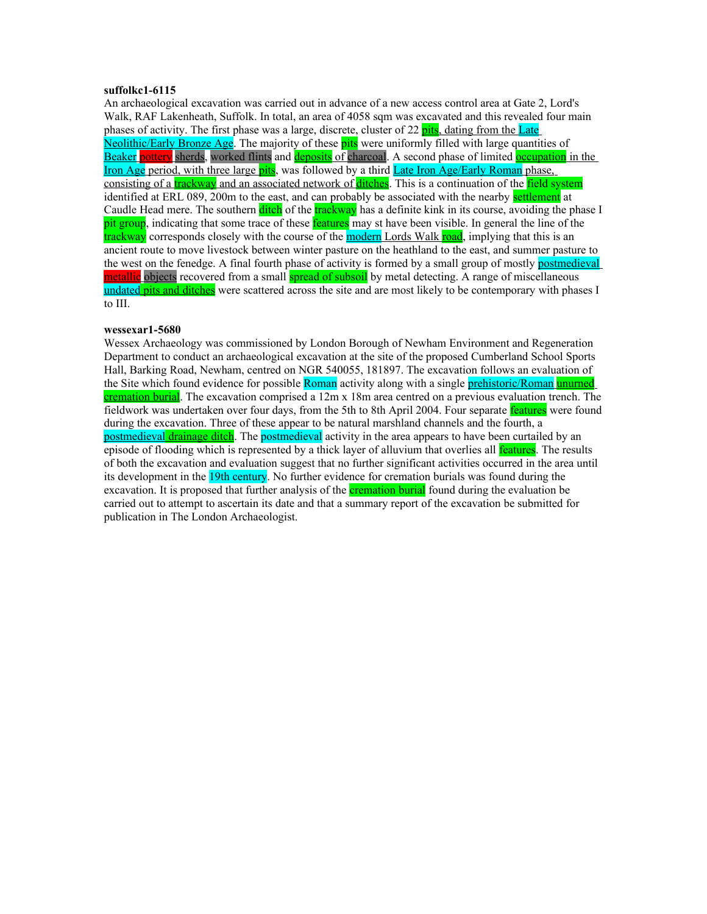**suffolkc1-6115**

An archaeological excavation was carried out in advance of a new access control area at Gate 2, Lord's Walk, RAF Lakenheath, Suffolk. In total, an area of 4058 sqm was excavated and this revealed four main phases of activity. The first phase was a large, discrete, cluster of 22 pits, dating from the Late Neolithic/Early Bronze Age. The majority of these pits were uniformly filled with large quantities of Beaker pottery sherds, worked flints and deposits of charcoal. A second phase of limited occupation in the Iron Age period, with three large pits, was followed by a third Late Iron Age/Early Roman phase, consisting of a trackway and an associated network of ditches. This is a continuation of the field system identified at ERL 089, 200m to the east, and can probably be associated with the nearby settlement at Caudle Head mere. The southern ditch of the trackway has a definite kink in its course, avoiding the phase I pit group, indicating that some trace of these features may st have been visible. In general the line of the trackway corresponds closely with the course of the modern Lords Walk road, implying that this is an ancient route to move livestock between winter pasture on the heathland to the east, and summer pasture to the west on the fenedge. A final fourth phase of activity is formed by a small group of mostly postmedieval metallic objects recovered from a small spread of subsoil by metal detecting. A range of miscellaneous undated pits and ditches were scattered across the site and are most likely to be contemporary with phases I to III.

**wessexar1-5680**

Wessex Archaeology was commissioned by London Borough of Newham Environment and Regeneration Department to conduct an archaeological excavation at the site of the proposed Cumberland School Sports Hall, Barking Road, Newham, centred on NGR 540055, 181897. The excavation follows an evaluation of the Site which found evidence for possible Roman activity along with a single prehistoric/Roman unurned cremation burial. The excavation comprised a 12m x 18m area centred on a previous evaluation trench. The fieldwork was undertaken over four days, from the 5th to 8th April 2004. Four separate features were found during the excavation. Three of these appear to be natural marshland channels and the fourth, a postmedieval drainage ditch. The postmedieval activity in the area appears to have been curtailed by an episode of flooding which is represented by a thick layer of alluvium that overlies all features. The results of both the excavation and evaluation suggest that no further significant activities occurred in the area until its development in the 19th century. No further evidence for cremation burials was found during the excavation. It is proposed that further analysis of the cremation burial found during the evaluation be carried out to attempt to ascertain its date and that a summary report of the excavation be submitted for publication in The London Archaeologist.